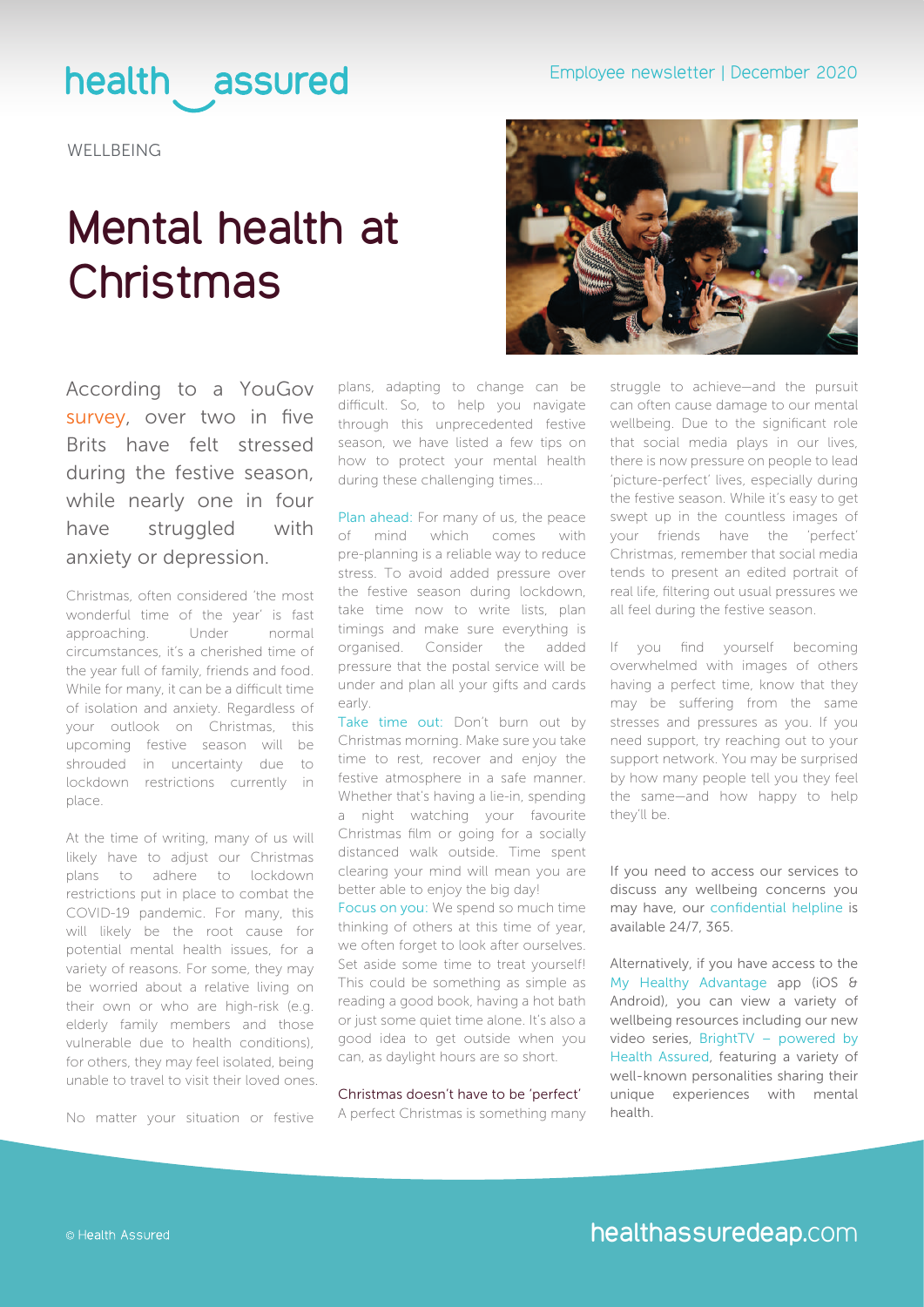WELLBEING

# Mental health at Christmas

According to a YouGov survey, over two in five Brits have felt stressed during the festive season, while nearly one in four have struggled with anxiety or depression.

Christmas, often considered 'the most wonderful time of the year' is fast approaching. Under normal circumstances, it's a cherished time of the year full of family, friends and food. While for many, it can be a difficult time of isolation and anxiety. Regardless of your outlook on Christmas, this upcoming festive season will be shrouded in uncertainty due to lockdown restrictions currently in place.

At the time of writing, many of us will likely have to adjust our Christmas plans to adhere to lockdown restrictions put in place to combat the COVID-19 pandemic. For many, this will likely be the root cause for potential mental health issues, for a variety of reasons. For some, they may be worried about a relative living on their own or who are high-risk (e.g. elderly family members and those vulnerable due to health conditions), for others, they may feel isolated, being unable to travel to visit their loved ones.

No matter your situation or festive plans, adapting to change can be difficult. So, to help you navigate through this unprecedented festive season, we have listed a few tips on how to protect your mental health during these challenging times...

**Plan ahead:** For many of us, the peace of mind which comes with pre-planning is a reliable way to reduce stress. To avoid added pressure over the festive season during lockdown, take time now to write lists, plan timings and make sure everything is organised. Consider the added pressure that the postal service will be under and plan all your gifts and cards early.

**Take time out:** Don't burn out by Christmas morning. Make sure you take time to rest, recover and enjoy the festive atmosphere in a safe manner. Whether that's having a lie-in, spending a night watching your favourite Christmas film or going for a socially distanced walk outside. Time spent clearing your mind will mean you are better able to enjoy the big day!

**Focus on you:** We spend so much time thinking of others at this time of year, we often forget to look after ourselves. Set aside some time to treat yourself! This could be something as simple as reading a good book, having a hot bath or just some quiet time alone. It's also a good idea to get outside when you can, as daylight hours are so short.

**Christmas doesn't have to be 'perfect'**

A perfect Christmas is something many struggle to achieve—and the pursuit can often cause damage to our mental wellbeing. Due to the significant role that social media plays in our lives, there is now pressure on people to lead 'picture-perfect' lives, especially during the festive season. While it's easy to get swept up in the countless images of your friends have the 'perfect' Christmas, remember that social media tends to present an edited portrait of real life, filtering out usual pressures we all feel during the festive season.

If you find yourself becoming overwhelmed with images of others having a perfect time, know that they may be suffering from the same stresses and pressures as you. If you need support, try reaching out to your support network. You may be surprised by how many people tell you they feel the same—and how happy to help they'll be.

If you need to access our services to discuss any wellbeing concerns you may have, our confidential helpline is available 24/7, 365.

Alternatively, if you have access to the My Healthy Advantage app (iOS & Android), you can view a variety of wellbeing resources including our new video series, BrightTV – powered by Health Assured, featuring a variety of well-known personalities sharing their unique experiences with mental health.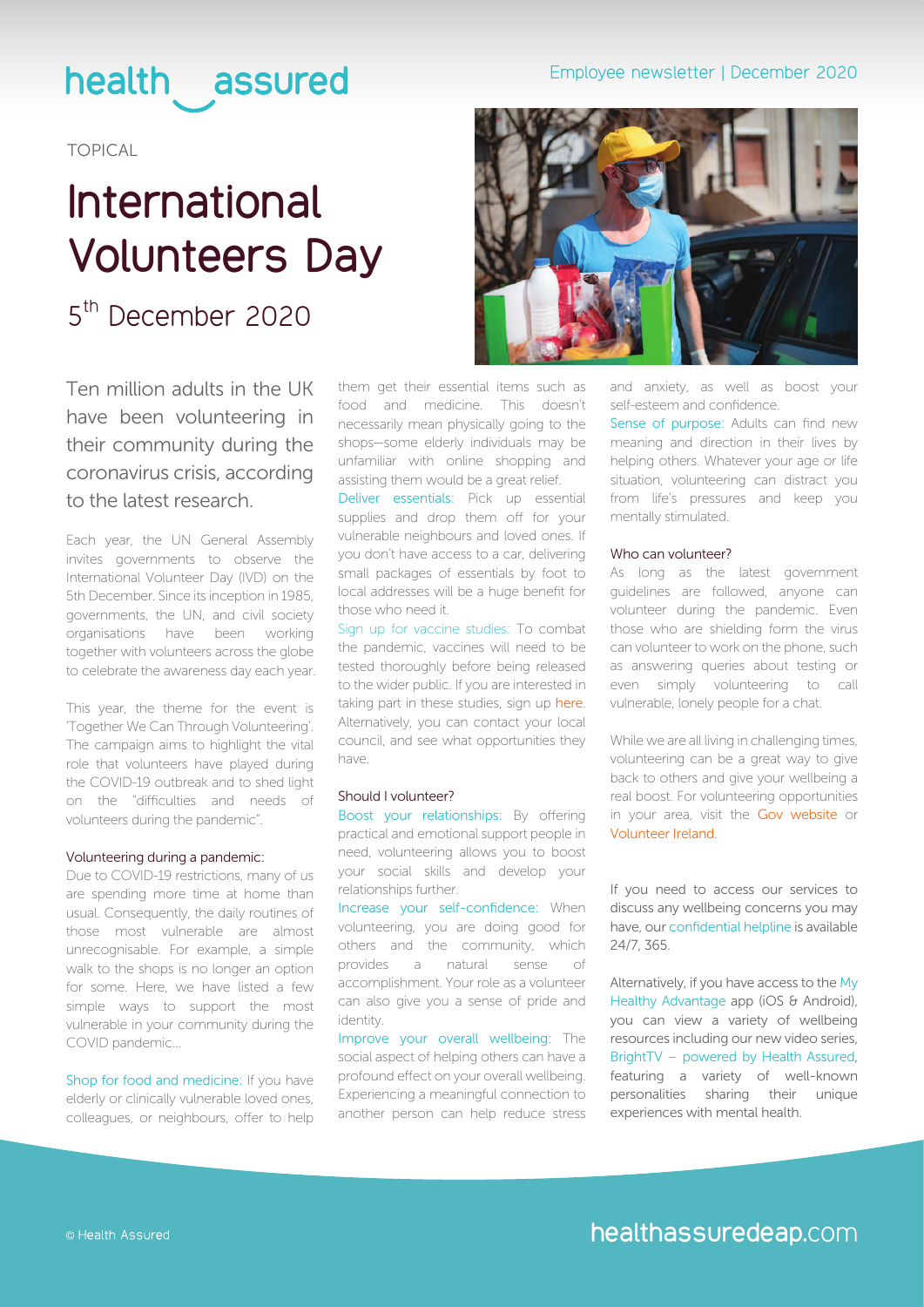health assured

Employee newsletter | December 2020

TOPICAL

# International Volunteers Day

## 5th December 2020

Ten million adults in the UK have been volunteering in their community during the coronavirus crisis, according to the latest research.

Each year, the UN General Assembly invites governments to observe the International Volunteer Day (IVD) on the 5th December. Since its inception in 1985, governments, the UN, and civil society organisations have been working together with volunteers across the globe to celebrate the awareness day each year.

This year, the theme for the event is 'Together We Can Through Volunteering'. The campaign aims to highlight the vital role that volunteers have played during the COVID-19 outbreak and to shed light on the "difficulties and needs of volunteers during the pandemic".

### Volunteering during a pandemic:

Due to COVID-19 restrictions, many of us are spending more time at home than usual. Consequently, the daily routines of those most vulnerable are almost unrecognisable. For example, a simple walk to the shops is no longer an option for some. Here, we have listed a few simple ways to support the most vulnerable in your community during the COVID pandemic...

Shop for food and medicine: If you have elderly or clinically vulnerable loved ones, colleagues, or neighbours, offer to help them get their essential items such as food and medicine. This doesn't necessarily mean physically going to the shops—some elderly individuals may be unfamiliar with online shopping and assisting them would be a great relief.

Deliver essentials: Pick up essential supplies and drop them off for your vulnerable neighbours and loved ones. If you don't have access to a car, delivering small packages of essentials by foot to local addresses will be a huge benefit for those who need it.

Sign up for vaccine studies: To combat the pandemic, vaccines will need to be tested thoroughly before being released to the wider public. If you are interested in taking part in these studies, sign up here. Alternatively, you can contact your local council, and see what opportunities they have.

### Should I volunteer?

Boost your relationships: By offering practical and emotional support people in need, volunteering allows you to boost your social skills and develop your relationships further.

Increase your self-confidence: When volunteering, you are doing good for others and the community, which provides a natural sense of accomplishment. Your role as a volunteer can also give you a sense of pride and identity.

Improve your overall wellbeing: The social aspect of helping others can have a profound effect on your overall wellbeing. Experiencing a meaningful connection to another person can help reduce stress and anxiety, as well as boost your self-esteem and confidence.

Sense of purpose: Adults can find new meaning and direction in their lives by helping others. Whatever your age or life situation, volunteering can distract you from life's pressures and keep you mentally stimulated.

### Who can volunteer?

As long as the latest government guidelines are followed, anyone can volunteer during the pandemic. Even those who are shielding form the virus can volunteer to work on the phone, such as answering queries about testing or even simply volunteering to call vulnerable, lonely people for a chat.

While we are all living in challenging times, volunteering can be a great way to give back to others and give your wellbeing a real boost. For volunteering opportunities in your area, visit the Gov website or Volunteer Ireland.

If you need to access our services to discuss any wellbeing concerns you may have, our confidential helpline is available 24/7, 365.

Alternatively, if you have access to the My Healthy Advantage app (iOS & Android), you can view a variety of wellbeing resources including our new video series, BrightTV – powered by Health Assured, featuring a variety of well-known personalities sharing their unique experiences with mental health.

© Health Assured

healthassuredeap.com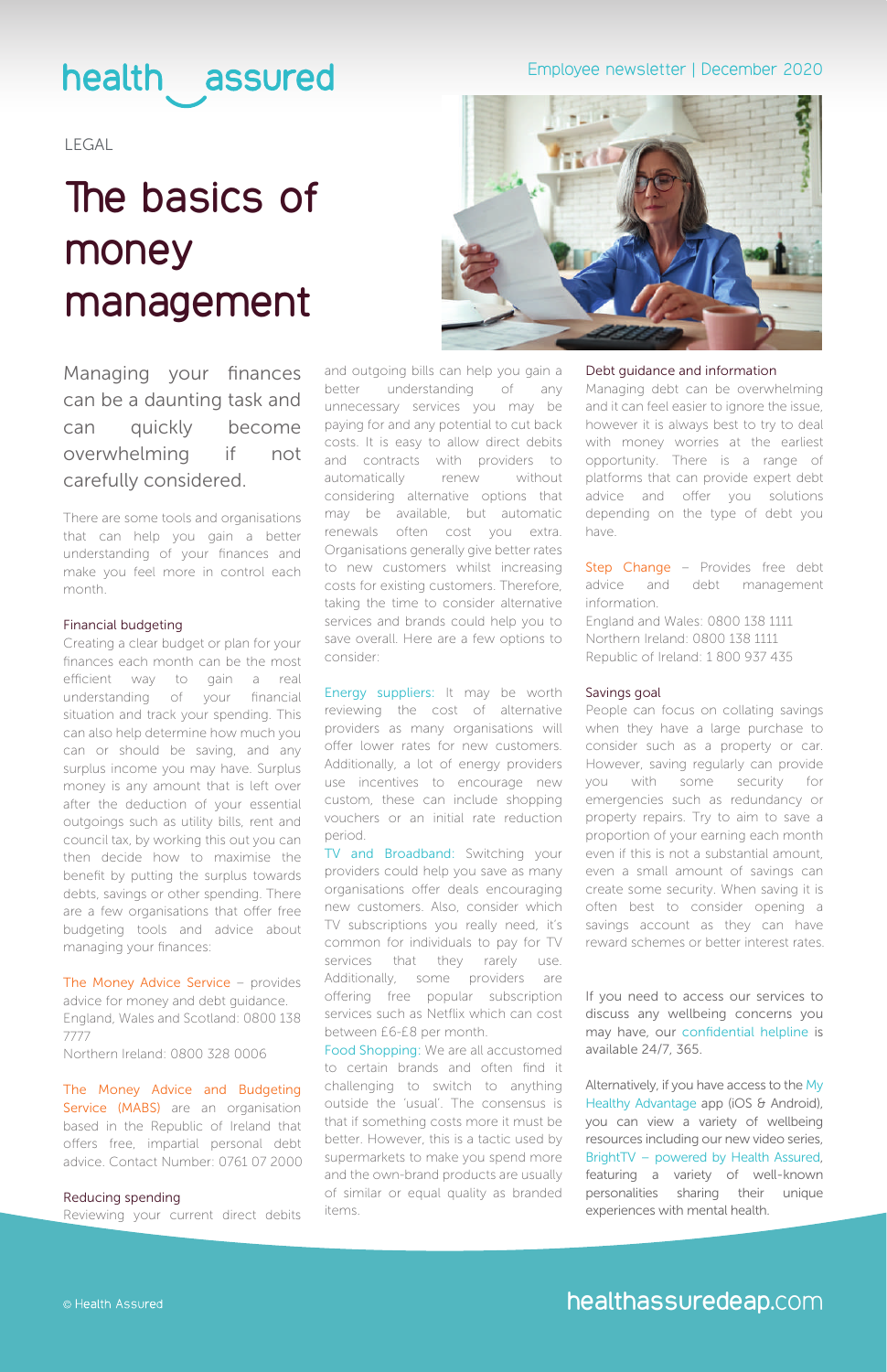LEGAL

# The basics of money management

Managing your finances can be a daunting task and can quickly become overwhelming if not carefully considered.

There are some tools and organisations that can help you gain a better understanding of your finances and make you feel more in control each month.

### Financial budgeting

Creating a clear budget or plan for your finances each month can be the most efficient way to gain a real understanding of your financial situation and track your spending. This can also help determine how much you can or should be saving, and any surplus income you may have. Surplus money is any amount that is left over after the deduction of your essential outgoings such as utility bills, rent and council tax, by working this out you can then decide how to maximise the benefit by putting the surplus towards debts, savings or other spending. There are a few organisations that offer free budgeting tools and advice about managing your finances:

The Money Advice Service – provides advice for money and debt guidance.
England, Wales and Scotland: 0800 138 7777
Northern Ireland: 0800 328 0006

The Money Advice and Budgeting Service (MABS) are an organisation based in the Republic of Ireland that offers free, impartial personal debt advice. Contact Number: 0761 07 2000

### Reducing spending

Reviewing your current direct debits and outgoing bills can help you gain a better understanding of any unnecessary services you may be paying for and any potential to cut back costs. It is easy to allow direct debits and contracts with providers to automatically renew without considering alternative options that may be available, but automatic renewals often cost you extra. Organisations generally give better rates to new customers whilst increasing costs for existing customers. Therefore, taking the time to consider alternative services and brands could help you to save overall. Here are a few options to consider:

Energy suppliers: It may be worth reviewing the cost of alternative providers as many organisations will offer lower rates for new customers. Additionally, a lot of energy providers use incentives to encourage new custom, these can include shopping vouchers or an initial rate reduction period.

TV and Broadband: Switching your providers could help you save as many organisations offer deals encouraging new customers. Also, consider which TV subscriptions you really need, it's common for individuals to pay for TV services that they rarely use. Additionally, some providers are offering free popular subscription services such as Netflix which can cost between £6-£8 per month.

Food Shopping: We are all accustomed to certain brands and often find it challenging to switch to anything outside the 'usual'. The consensus is that if something costs more it must be better. However, this is a tactic used by supermarkets to make you spend more and the own-brand products are usually of similar or equal quality as branded items.

### Debt guidance and information

Managing debt can be overwhelming and it can feel easier to ignore the issue, however it is always best to try to deal with money worries at the earliest opportunity. There is a range of platforms that can provide expert debt advice and offer you solutions depending on the type of debt you have.

Step Change – Provides free debt advice and debt management information.
England and Wales: 0800 138 1111
Northern Ireland: 0800 138 1111
Republic of Ireland: 1 800 937 435

### Savings goal

People can focus on collating savings when they have a large purchase to consider such as a property or car. However, saving regularly can provide you with some security for emergencies such as redundancy or property repairs. Try to aim to save a proportion of your earning each month even if this is not a substantial amount, even a small amount of savings can create some security. When saving it is often best to consider opening a savings account as they can have reward schemes or better interest rates.

If you need to access our services to discuss any wellbeing concerns you may have, our confidential helpline is available 24/7, 365.

Alternatively, if you have access to the My Healthy Advantage app (iOS & Android), you can view a variety of wellbeing resources including our new video series, BrightTV – powered by Health Assured, featuring a variety of well-known personalities sharing their unique experiences with mental health.